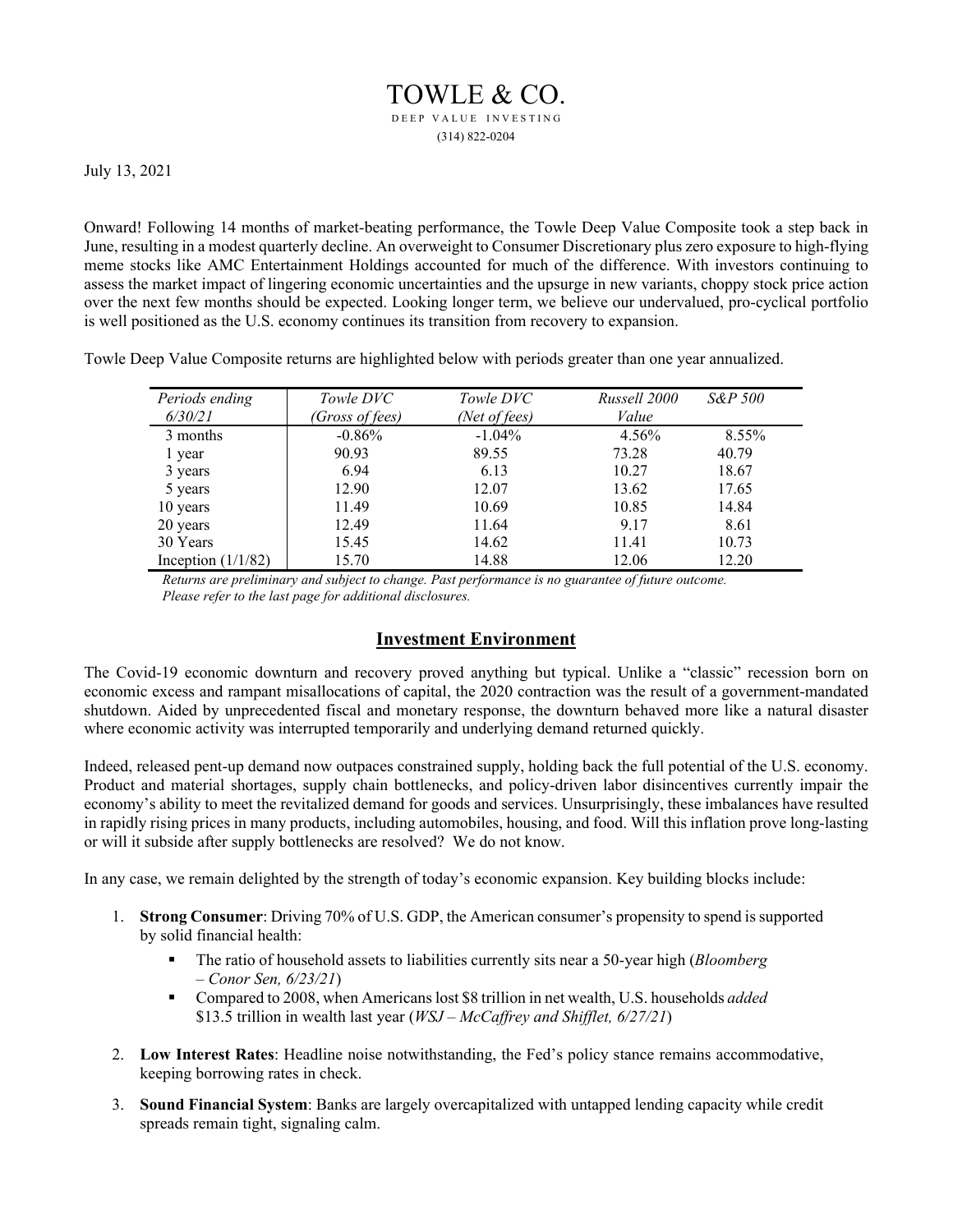# TOWLE & CO.

DEEP VALUE INVESTING

(314) 822-0204

July 13, 2021

Onward! Following 14 months of market-beating performance, the Towle Deep Value Composite took a step back in June, resulting in a modest quarterly decline. An overweight to Consumer Discretionary plus zero exposure to high-flying meme stocks like AMC Entertainment Holdings accounted for much of the difference. With investors continuing to assess the market impact of lingering economic uncertainties and the upsurge in new variants, choppy stock price action over the next few months should be expected. Looking longer term, we believe our undervalued, pro-cyclical portfolio is well positioned as the U.S. economy continues its transition from recovery to expansion.

Towle Deep Value Composite returns are highlighted below with periods greater than one year annualized.

| *Periods ending 6/30/21* | *Towle DVC (Gross of fees)* | *Towle DVC (Net of fees)* | *Russell 2000 Value* | *S&P 500* |
|---|---|---|---|---|
| 3 months | -0.86% | -1.04% | 4.56% | 8.55% |
| 1 year | 90.93 | 89.55 | 73.28 | 40.79 |
| 3 years | 6.94 | 6.13 | 10.27 | 18.67 |
| 5 years | 12.90 | 12.07 | 13.62 | 17.65 |
| 10 years | 11.49 | 10.69 | 10.85 | 14.84 |
| 20 years | 12.49 | 11.64 | 9.17 | 8.61 |
| 30 Years | 15.45 | 14.62 | 11.41 | 10.73 |
| Inception (1/1/82) | 15.70 | 14.88 | 12.06 | 12.20 |

*Returns are preliminary and subject to change. Past performance is no guarantee of future outcome. Please refer to the last page for additional disclosures.*

## Investment Environment

The Covid-19 economic downturn and recovery proved anything but typical. Unlike a "classic" recession born on economic excess and rampant misallocations of capital, the 2020 contraction was the result of a government-mandated shutdown. Aided by unprecedented fiscal and monetary response, the downturn behaved more like a natural disaster where economic activity was interrupted temporarily and underlying demand returned quickly.

Indeed, released pent-up demand now outpaces constrained supply, holding back the full potential of the U.S. economy. Product and material shortages, supply chain bottlenecks, and policy-driven labor disincentives currently impair the economy's ability to meet the revitalized demand for goods and services. Unsurprisingly, these imbalances have resulted in rapidly rising prices in many products, including automobiles, housing, and food. Will this inflation prove long-lasting or will it subside after supply bottlenecks are resolved? We do not know.

In any case, we remain delighted by the strength of today's economic expansion. Key building blocks include:

1. **Strong Consumer**: Driving 70% of U.S. GDP, the American consumer's propensity to spend is supported by solid financial health:
   - The ratio of household assets to liabilities currently sits near a 50-year high (*Bloomberg – Conor Sen, 6/23/21*)
   - Compared to 2008, when Americans lost $8 trillion in net wealth, U.S. households *added* $13.5 trillion in wealth last year (*WSJ – McCaffrey and Shifflet, 6/27/21*)
2. **Low Interest Rates**: Headline noise notwithstanding, the Fed's policy stance remains accommodative, keeping borrowing rates in check.
3. **Sound Financial System**: Banks are largely overcapitalized with untapped lending capacity while credit spreads remain tight, signaling calm.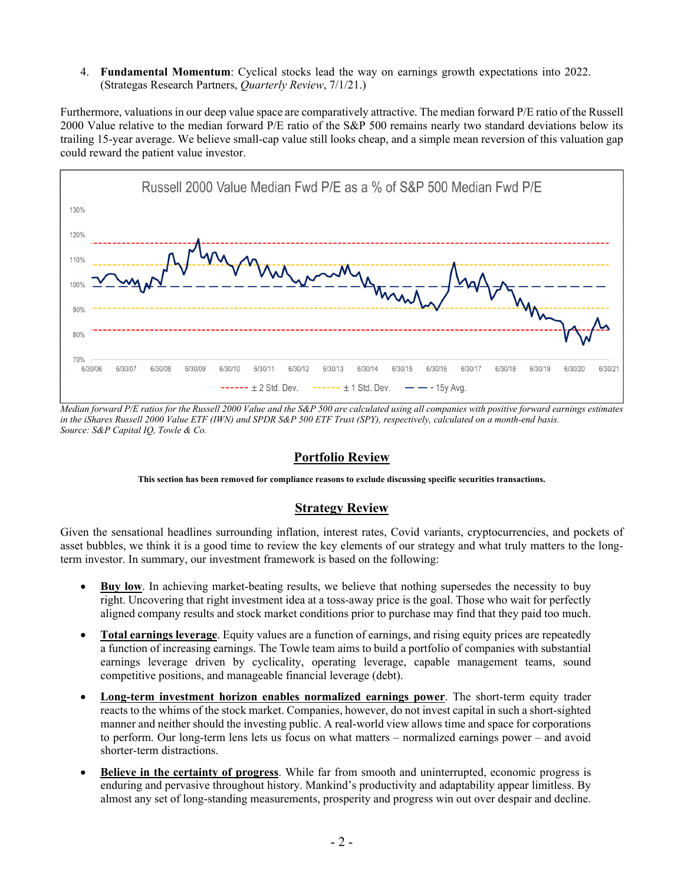4. **Fundamental Momentum**: Cyclical stocks lead the way on earnings growth expectations into 2022. (Strategas Research Partners, *Quarterly Review*, 7/1/21.)

Furthermore, valuations in our deep value space are comparatively attractive. The median forward P/E ratio of the Russell 2000 Value relative to the median forward P/E ratio of the S&P 500 remains nearly two standard deviations below its trailing 15-year average. We believe small-cap value still looks cheap, and a simple mean reversion of this valuation gap could reward the patient value investor.

Russell 2000 Value Median Fwd P/E as a % of S&P 500 Median Fwd P/E

*Median forward P/E ratios for the Russell 2000 Value and the S&P 500 are calculated using all companies with positive forward earnings estimates in the iShares Russell 2000 Value ETF (IWN) and SPDR S&P 500 ETF Trust (SPY), respectively, calculated on a month-end basis.*
*Source: S&P Capital IQ, Towle & Co.*

## Portfolio Review

**This section has been removed for compliance reasons to exclude discussing specific securities transactions.**

## Strategy Review

Given the sensational headlines surrounding inflation, interest rates, Covid variants, cryptocurrencies, and pockets of asset bubbles, we think it is a good time to review the key elements of our strategy and what truly matters to the long-term investor. In summary, our investment framework is based on the following:

- **Buy low**. In achieving market-beating results, we believe that nothing supersedes the necessity to buy right. Uncovering that right investment idea at a toss-away price is the goal. Those who wait for perfectly aligned company results and stock market conditions prior to purchase may find that they paid too much.
- **Total earnings leverage**. Equity values are a function of earnings, and rising equity prices are repeatedly a function of increasing earnings. The Towle team aims to build a portfolio of companies with substantial earnings leverage driven by cyclicality, operating leverage, capable management teams, sound competitive positions, and manageable financial leverage (debt).
- **Long-term investment horizon enables normalized earnings power**. The short-term equity trader reacts to the whims of the stock market. Companies, however, do not invest capital in such a short-sighted manner and neither should the investing public. A real-world view allows time and space for corporations to perform. Our long-term lens lets us focus on what matters – normalized earnings power – and avoid shorter-term distractions.
- **Believe in the certainty of progress**. While far from smooth and uninterrupted, economic progress is enduring and pervasive throughout history. Mankind's productivity and adaptability appear limitless. By almost any set of long-standing measurements, prosperity and progress win out over despair and decline.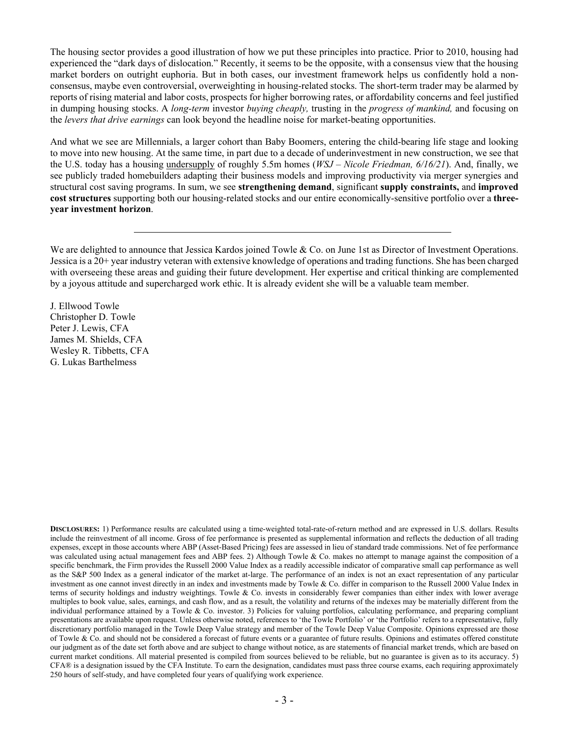The housing sector provides a good illustration of how we put these principles into practice. Prior to 2010, housing had experienced the "dark days of dislocation." Recently, it seems to be the opposite, with a consensus view that the housing market borders on outright euphoria. But in both cases, our investment framework helps us confidently hold a non-consensus, maybe even controversial, overweighting in housing-related stocks. The short-term trader may be alarmed by reports of rising material and labor costs, prospects for higher borrowing rates, or affordability concerns and feel justified in dumping housing stocks. A *long-term* investor *buying cheaply,* trusting in the *progress of mankind,* and focusing on the *levers that drive earnings* can look beyond the headline noise for market-beating opportunities.

And what we see are Millennials, a larger cohort than Baby Boomers, entering the child-bearing life stage and looking to move into new housing. At the same time, in part due to a decade of underinvestment in new construction, we see that the U.S. today has a housing undersupply of roughly 5.5m homes (*WSJ – Nicole Friedman, 6/16/21*). And, finally, we see publicly traded homebuilders adapting their business models and improving productivity via merger synergies and structural cost saving programs. In sum, we see **strengthening demand**, significant **supply constraints,** and **improved cost structures** supporting both our housing-related stocks and our entire economically-sensitive portfolio over a **three-year investment horizon**.

---

We are delighted to announce that Jessica Kardos joined Towle & Co. on June 1st as Director of Investment Operations. Jessica is a 20+ year industry veteran with extensive knowledge of operations and trading functions. She has been charged with overseeing these areas and guiding their future development. Her expertise and critical thinking are complemented by a joyous attitude and supercharged work ethic. It is already evident she will be a valuable team member.

J. Ellwood Towle
Christopher D. Towle
Peter J. Lewis, CFA
James M. Shields, CFA
Wesley R. Tibbetts, CFA
G. Lukas Barthelmess

**DISCLOSURES:** 1) Performance results are calculated using a time-weighted total-rate-of-return method and are expressed in U.S. dollars. Results include the reinvestment of all income. Gross of fee performance is presented as supplemental information and reflects the deduction of all trading expenses, except in those accounts where ABP (Asset-Based Pricing) fees are assessed in lieu of standard trade commissions. Net of fee performance was calculated using actual management fees and ABP fees. 2) Although Towle & Co. makes no attempt to manage against the composition of a specific benchmark, the Firm provides the Russell 2000 Value Index as a readily accessible indicator of comparative small cap performance as well as the S&P 500 Index as a general indicator of the market at-large. The performance of an index is not an exact representation of any particular investment as one cannot invest directly in an index and investments made by Towle & Co. differ in comparison to the Russell 2000 Value Index in terms of security holdings and industry weightings. Towle & Co. invests in considerably fewer companies than either index with lower average multiples to book value, sales, earnings, and cash flow, and as a result, the volatility and returns of the indexes may be materially different from the individual performance attained by a Towle & Co. investor. 3) Policies for valuing portfolios, calculating performance, and preparing compliant presentations are available upon request. Unless otherwise noted, references to 'the Towle Portfolio' or 'the Portfolio' refers to a representative, fully discretionary portfolio managed in the Towle Deep Value strategy and member of the Towle Deep Value Composite. Opinions expressed are those of Towle & Co. and should not be considered a forecast of future events or a guarantee of future results. Opinions and estimates offered constitute our judgment as of the date set forth above and are subject to change without notice, as are statements of financial market trends, which are based on current market conditions. All material presented is compiled from sources believed to be reliable, but no guarantee is given as to its accuracy. 5) CFA® is a designation issued by the CFA Institute. To earn the designation, candidates must pass three course exams, each requiring approximately 250 hours of self-study, and have completed four years of qualifying work experience.